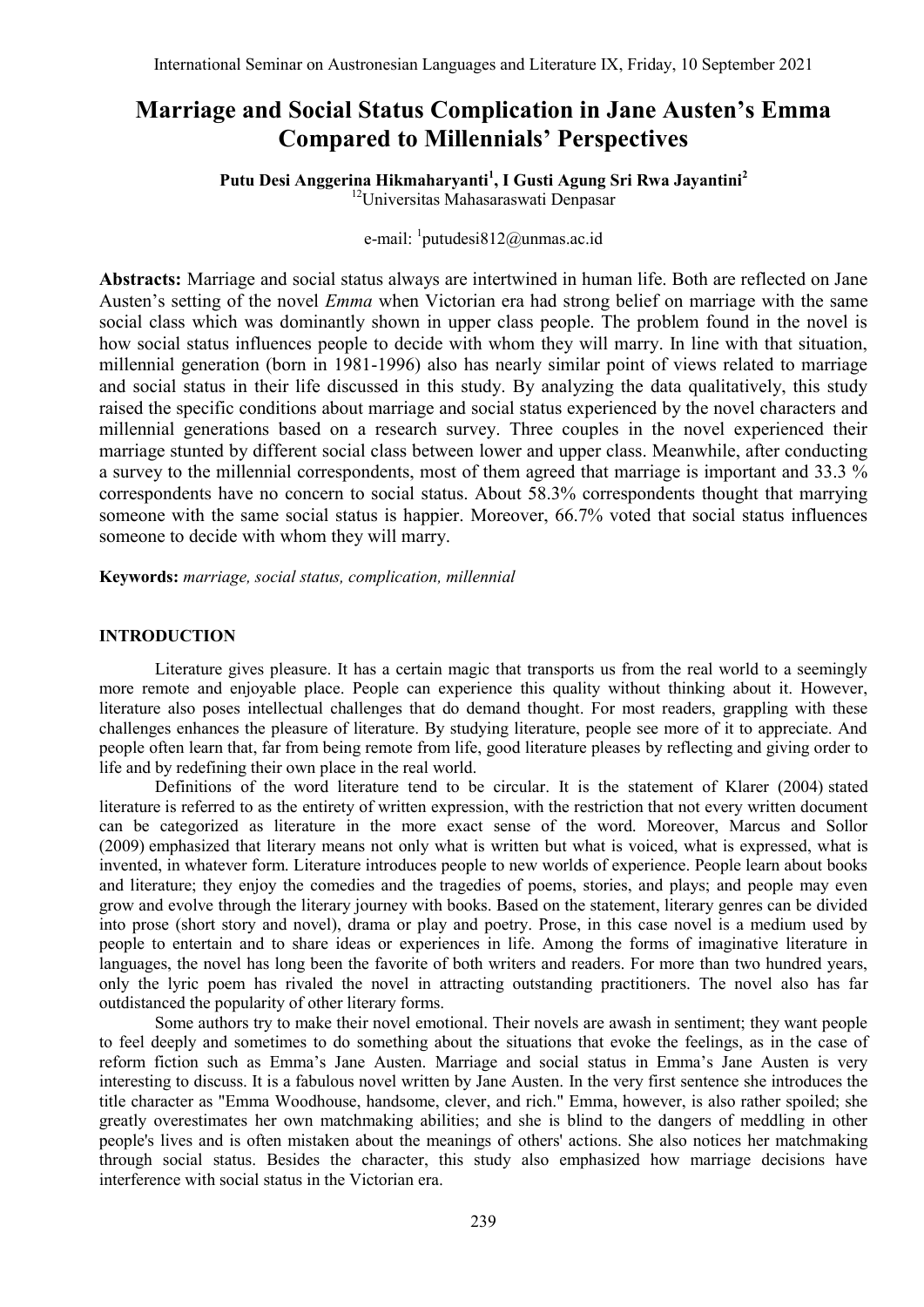# Marriage and Social Status Complication in Jane Austen's Emma Compared to Millennials' Perspectives

**Putu Desi Anggerina Hikmaharyanti[1], I Gusti Agung Sri Rwa Jayantini[2]**
[12]Universitas Mahasaraswati Denpasar

e-mail: [1]putudesi812@unmas.ac.id

**Abstracts:** Marriage and social status always are intertwined in human life. Both are reflected on Jane Austen's setting of the novel *Emma* when Victorian era had strong belief on marriage with the same social class which was dominantly shown in upper class people. The problem found in the novel is how social status influences people to decide with whom they will marry. In line with that situation, millennial generation (born in 1981-1996) also has nearly similar point of views related to marriage and social status in their life discussed in this study. By analyzing the data qualitatively, this study raised the specific conditions about marriage and social status experienced by the novel characters and millennial generations based on a research survey. Three couples in the novel experienced their marriage stunted by different social class between lower and upper class. Meanwhile, after conducting a survey to the millennial correspondents, most of them agreed that marriage is important and 33.3 % correspondents have no concern to social status. About 58.3% correspondents thought that marrying someone with the same social status is happier. Moreover, 66.7% voted that social status influences someone to decide with whom they will marry.

**Keywords:** *marriage, social status, complication, millennial*

## INTRODUCTION

Literature gives pleasure. It has a certain magic that transports us from the real world to a seemingly more remote and enjoyable place. People can experience this quality without thinking about it. However, literature also poses intellectual challenges that do demand thought. For most readers, grappling with these challenges enhances the pleasure of literature. By studying literature, people see more of it to appreciate. And people often learn that, far from being remote from life, good literature pleases by reflecting and giving order to life and by redefining their own place in the real world.

Definitions of the word literature tend to be circular. It is the statement of Klarer (2004) stated literature is referred to as the entirety of written expression, with the restriction that not every written document can be categorized as literature in the more exact sense of the word. Moreover, Marcus and Sollor (2009) emphasized that literary means not only what is written but what is voiced, what is expressed, what is invented, in whatever form. Literature introduces people to new worlds of experience. People learn about books and literature; they enjoy the comedies and the tragedies of poems, stories, and plays; and people may even grow and evolve through the literary journey with books. Based on the statement, literary genres can be divided into prose (short story and novel), drama or play and poetry. Prose, in this case novel is a medium used by people to entertain and to share ideas or experiences in life. Among the forms of imaginative literature in languages, the novel has long been the favorite of both writers and readers. For more than two hundred years, only the lyric poem has rivaled the novel in attracting outstanding practitioners. The novel also has far outdistanced the popularity of other literary forms.

Some authors try to make their novel emotional. Their novels are awash in sentiment; they want people to feel deeply and sometimes to do something about the situations that evoke the feelings, as in the case of reform fiction such as Emma's Jane Austen. Marriage and social status in Emma's Jane Austen is very interesting to discuss. It is a fabulous novel written by Jane Austen. In the very first sentence she introduces the title character as "Emma Woodhouse, handsome, clever, and rich." Emma, however, is also rather spoiled; she greatly overestimates her own matchmaking abilities; and she is blind to the dangers of meddling in other people's lives and is often mistaken about the meanings of others' actions. She also notices her matchmaking through social status. Besides the character, this study also emphasized how marriage decisions have interference with social status in the Victorian era.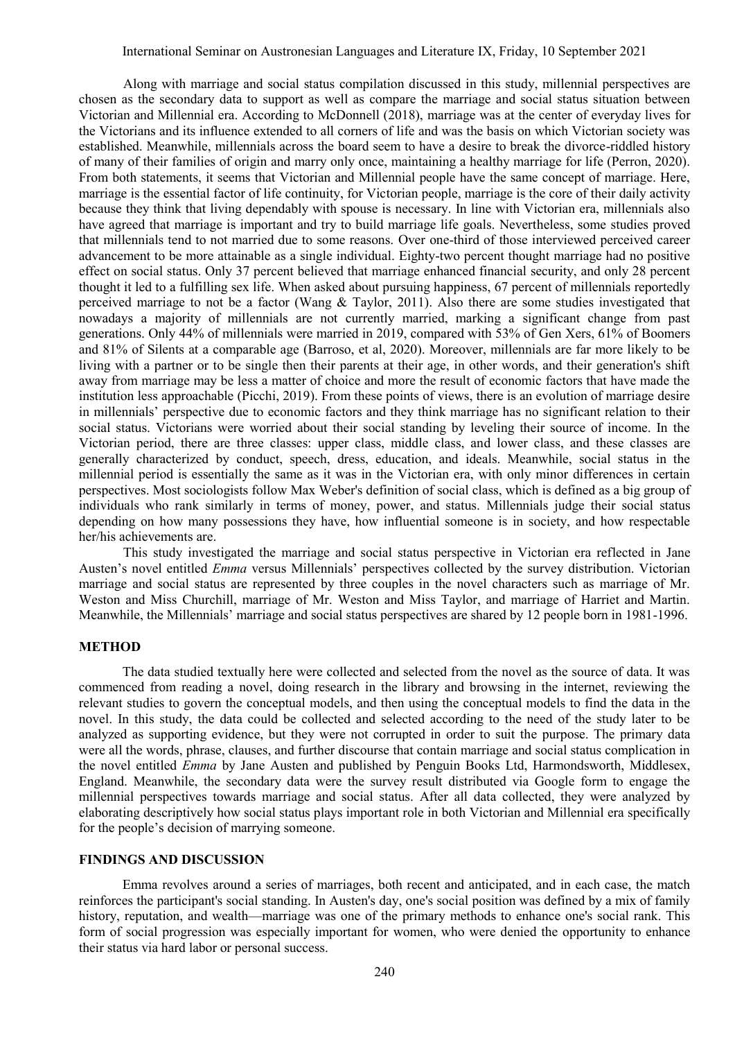Along with marriage and social status compilation discussed in this study, millennial perspectives are chosen as the secondary data to support as well as compare the marriage and social status situation between Victorian and Millennial era. According to McDonnell (2018), marriage was at the center of everyday lives for the Victorians and its influence extended to all corners of life and was the basis on which Victorian society was established. Meanwhile, millennials across the board seem to have a desire to break the divorce-riddled history of many of their families of origin and marry only once, maintaining a healthy marriage for life (Perron, 2020). From both statements, it seems that Victorian and Millennial people have the same concept of marriage. Here, marriage is the essential factor of life continuity, for Victorian people, marriage is the core of their daily activity because they think that living dependably with spouse is necessary. In line with Victorian era, millennials also have agreed that marriage is important and try to build marriage life goals. Nevertheless, some studies proved that millennials tend to not married due to some reasons. Over one-third of those interviewed perceived career advancement to be more attainable as a single individual. Eighty-two percent thought marriage had no positive effect on social status. Only 37 percent believed that marriage enhanced financial security, and only 28 percent thought it led to a fulfilling sex life. When asked about pursuing happiness, 67 percent of millennials reportedly perceived marriage to not be a factor (Wang & Taylor, 2011). Also there are some studies investigated that nowadays a majority of millennials are not currently married, marking a significant change from past generations. Only 44% of millennials were married in 2019, compared with 53% of Gen Xers, 61% of Boomers and 81% of Silents at a comparable age (Barroso, et al, 2020). Moreover, millennials are far more likely to be living with a partner or to be single then their parents at their age, in other words, and their generation's shift away from marriage may be less a matter of choice and more the result of economic factors that have made the institution less approachable (Picchi, 2019). From these points of views, there is an evolution of marriage desire in millennials' perspective due to economic factors and they think marriage has no significant relation to their social status. Victorians were worried about their social standing by leveling their source of income. In the Victorian period, there are three classes: upper class, middle class, and lower class, and these classes are generally characterized by conduct, speech, dress, education, and ideals. Meanwhile, social status in the millennial period is essentially the same as it was in the Victorian era, with only minor differences in certain perspectives. Most sociologists follow Max Weber's definition of social class, which is defined as a big group of individuals who rank similarly in terms of money, power, and status. Millennials judge their social status depending on how many possessions they have, how influential someone is in society, and how respectable her/his achievements are.

This study investigated the marriage and social status perspective in Victorian era reflected in Jane Austen's novel entitled *Emma* versus Millennials' perspectives collected by the survey distribution. Victorian marriage and social status are represented by three couples in the novel characters such as marriage of Mr. Weston and Miss Churchill, marriage of Mr. Weston and Miss Taylor, and marriage of Harriet and Martin. Meanwhile, the Millennials' marriage and social status perspectives are shared by 12 people born in 1981-1996.

## METHOD

The data studied textually here were collected and selected from the novel as the source of data. It was commenced from reading a novel, doing research in the library and browsing in the internet, reviewing the relevant studies to govern the conceptual models, and then using the conceptual models to find the data in the novel. In this study, the data could be collected and selected according to the need of the study later to be analyzed as supporting evidence, but they were not corrupted in order to suit the purpose. The primary data were all the words, phrase, clauses, and further discourse that contain marriage and social status complication in the novel entitled *Emma* by Jane Austen and published by Penguin Books Ltd, Harmondsworth, Middlesex, England. Meanwhile, the secondary data were the survey result distributed via Google form to engage the millennial perspectives towards marriage and social status. After all data collected, they were analyzed by elaborating descriptively how social status plays important role in both Victorian and Millennial era specifically for the people's decision of marrying someone.

## FINDINGS AND DISCUSSION

Emma revolves around a series of marriages, both recent and anticipated, and in each case, the match reinforces the participant's social standing. In Austen's day, one's social position was defined by a mix of family history, reputation, and wealth—marriage was one of the primary methods to enhance one's social rank. This form of social progression was especially important for women, who were denied the opportunity to enhance their status via hard labor or personal success.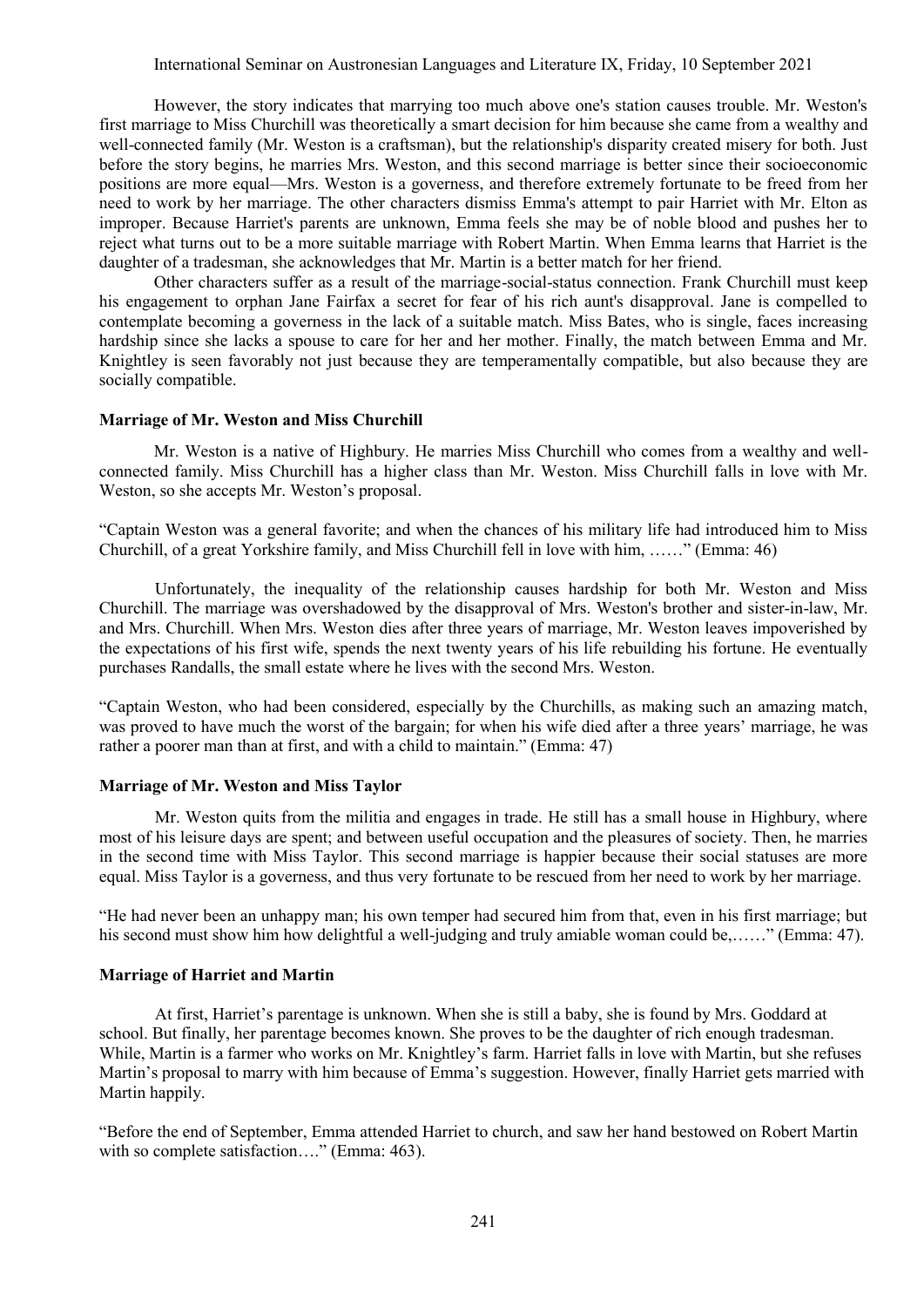However, the story indicates that marrying too much above one's station causes trouble. Mr. Weston's first marriage to Miss Churchill was theoretically a smart decision for him because she came from a wealthy and well-connected family (Mr. Weston is a craftsman), but the relationship's disparity created misery for both. Just before the story begins, he marries Mrs. Weston, and this second marriage is better since their socioeconomic positions are more equal—Mrs. Weston is a governess, and therefore extremely fortunate to be freed from her need to work by her marriage. The other characters dismiss Emma's attempt to pair Harriet with Mr. Elton as improper. Because Harriet's parents are unknown, Emma feels she may be of noble blood and pushes her to reject what turns out to be a more suitable marriage with Robert Martin. When Emma learns that Harriet is the daughter of a tradesman, she acknowledges that Mr. Martin is a better match for her friend.

Other characters suffer as a result of the marriage-social-status connection. Frank Churchill must keep his engagement to orphan Jane Fairfax a secret for fear of his rich aunt's disapproval. Jane is compelled to contemplate becoming a governess in the lack of a suitable match. Miss Bates, who is single, faces increasing hardship since she lacks a spouse to care for her and her mother. Finally, the match between Emma and Mr. Knightley is seen favorably not just because they are temperamentally compatible, but also because they are socially compatible.

**Marriage of Mr. Weston and Miss Churchill**

Mr. Weston is a native of Highbury. He marries Miss Churchill who comes from a wealthy and well-connected family. Miss Churchill has a higher class than Mr. Weston. Miss Churchill falls in love with Mr. Weston, so she accepts Mr. Weston's proposal.

"Captain Weston was a general favorite; and when the chances of his military life had introduced him to Miss Churchill, of a great Yorkshire family, and Miss Churchill fell in love with him, ……" (Emma: 46)

Unfortunately, the inequality of the relationship causes hardship for both Mr. Weston and Miss Churchill. The marriage was overshadowed by the disapproval of Mrs. Weston's brother and sister-in-law, Mr. and Mrs. Churchill. When Mrs. Weston dies after three years of marriage, Mr. Weston leaves impoverished by the expectations of his first wife, spends the next twenty years of his life rebuilding his fortune. He eventually purchases Randalls, the small estate where he lives with the second Mrs. Weston.

"Captain Weston, who had been considered, especially by the Churchills, as making such an amazing match, was proved to have much the worst of the bargain; for when his wife died after a three years' marriage, he was rather a poorer man than at first, and with a child to maintain." (Emma: 47)

**Marriage of Mr. Weston and Miss Taylor**

Mr. Weston quits from the militia and engages in trade. He still has a small house in Highbury, where most of his leisure days are spent; and between useful occupation and the pleasures of society. Then, he marries in the second time with Miss Taylor. This second marriage is happier because their social statuses are more equal. Miss Taylor is a governess, and thus very fortunate to be rescued from her need to work by her marriage.

"He had never been an unhappy man; his own temper had secured him from that, even in his first marriage; but his second must show him how delightful a well-judging and truly amiable woman could be,……" (Emma: 47).

**Marriage of Harriet and Martin**

At first, Harriet's parentage is unknown. When she is still a baby, she is found by Mrs. Goddard at school. But finally, her parentage becomes known. She proves to be the daughter of rich enough tradesman. While, Martin is a farmer who works on Mr. Knightley's farm. Harriet falls in love with Martin, but she refuses Martin's proposal to marry with him because of Emma's suggestion. However, finally Harriet gets married with Martin happily.

"Before the end of September, Emma attended Harriet to church, and saw her hand bestowed on Robert Martin with so complete satisfaction…." (Emma: 463).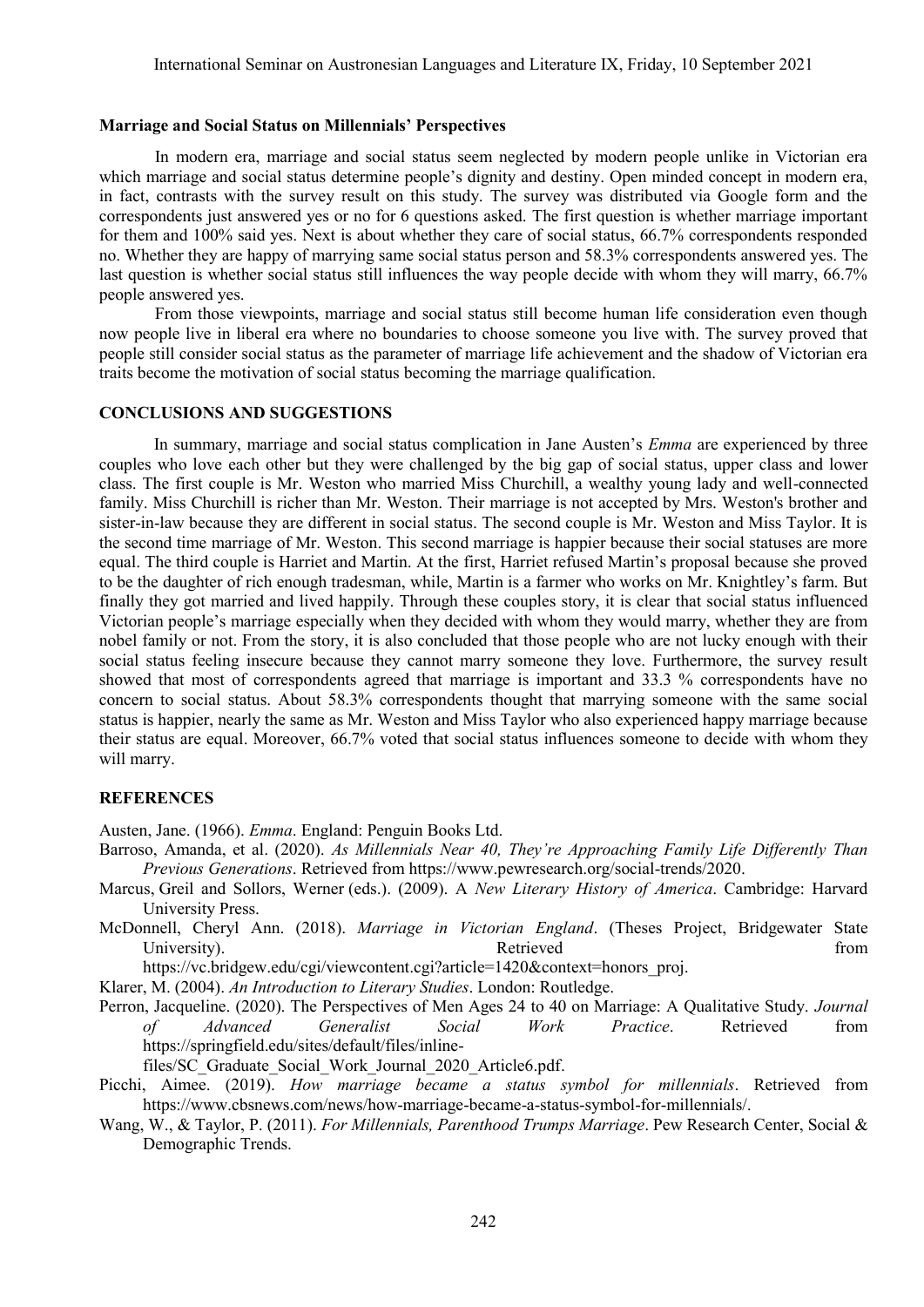**Marriage and Social Status on Millennials' Perspectives**

In modern era, marriage and social status seem neglected by modern people unlike in Victorian era which marriage and social status determine people's dignity and destiny. Open minded concept in modern era, in fact, contrasts with the survey result on this study. The survey was distributed via Google form and the correspondents just answered yes or no for 6 questions asked. The first question is whether marriage important for them and 100% said yes. Next is about whether they care of social status, 66.7% correspondents responded no. Whether they are happy of marrying same social status person and 58.3% correspondents answered yes. The last question is whether social status still influences the way people decide with whom they will marry, 66.7% people answered yes.

From those viewpoints, marriage and social status still become human life consideration even though now people live in liberal era where no boundaries to choose someone you live with. The survey proved that people still consider social status as the parameter of marriage life achievement and the shadow of Victorian era traits become the motivation of social status becoming the marriage qualification.

## CONCLUSIONS AND SUGGESTIONS

In summary, marriage and social status complication in Jane Austen's *Emma* are experienced by three couples who love each other but they were challenged by the big gap of social status, upper class and lower class. The first couple is Mr. Weston who married Miss Churchill, a wealthy young lady and well-connected family. Miss Churchill is richer than Mr. Weston. Their marriage is not accepted by Mrs. Weston's brother and sister-in-law because they are different in social status. The second couple is Mr. Weston and Miss Taylor. It is the second time marriage of Mr. Weston. This second marriage is happier because their social statuses are more equal. The third couple is Harriet and Martin. At the first, Harriet refused Martin's proposal because she proved to be the daughter of rich enough tradesman, while, Martin is a farmer who works on Mr. Knightley's farm. But finally they got married and lived happily. Through these couples story, it is clear that social status influenced Victorian people's marriage especially when they decided with whom they would marry, whether they are from nobel family or not. From the story, it is also concluded that those people who are not lucky enough with their social status feeling insecure because they cannot marry someone they love. Furthermore, the survey result showed that most of correspondents agreed that marriage is important and 33.3 % correspondents have no concern to social status. About 58.3% correspondents thought that marrying someone with the same social status is happier, nearly the same as Mr. Weston and Miss Taylor who also experienced happy marriage because their status are equal. Moreover, 66.7% voted that social status influences someone to decide with whom they will marry.

## REFERENCES

Austen, Jane. (1966). *Emma*. England: Penguin Books Ltd.

Barroso, Amanda, et al. (2020). *As Millennials Near 40, They're Approaching Family Life Differently Than Previous Generations*. Retrieved from https://www.pewresearch.org/social-trends/2020.

Marcus, Greil and Sollors, Werner (eds.). (2009). A *New Literary History of America*. Cambridge: Harvard University Press.

McDonnell, Cheryl Ann. (2018). *Marriage in Victorian England*. (Theses Project, Bridgewater State University). Retrieved from https://vc.bridgew.edu/cgi/viewcontent.cgi?article=1420&context=honors_proj.

Klarer, M. (2004). *An Introduction to Literary Studies*. London: Routledge.

Perron, Jacqueline. (2020). The Perspectives of Men Ages 24 to 40 on Marriage: A Qualitative Study. *Journal of Advanced Generalist Social Work Practice*. Retrieved from https://springfield.edu/sites/default/files/inline-files/SC_Graduate_Social_Work_Journal_2020_Article6.pdf.

Picchi, Aimee. (2019). *How marriage became a status symbol for millennials*. Retrieved from https://www.cbsnews.com/news/how-marriage-became-a-status-symbol-for-millennials/.

Wang, W., & Taylor, P. (2011). *For Millennials, Parenthood Trumps Marriage*. Pew Research Center, Social & Demographic Trends.